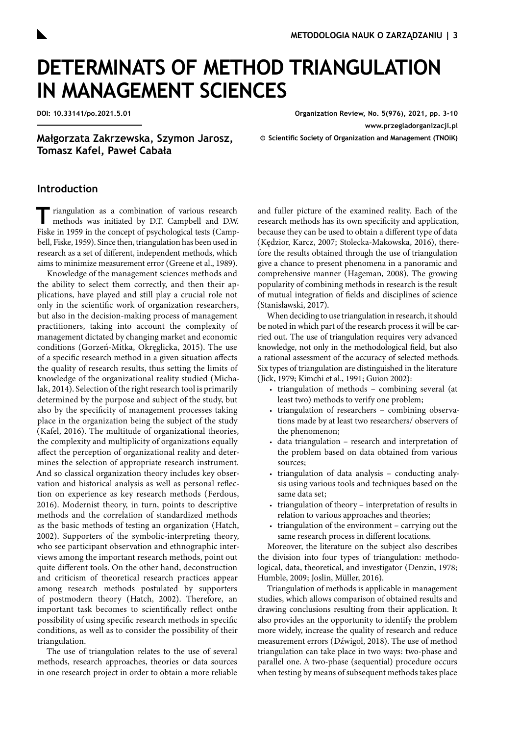# DETERMINATS OF METHOD TRIANGULATION IN MANAGEMENT SCIENCES

DOI: 10.33141/po.2021.5.01

Organization Review, No. 5(976), 2021, pp. 3-10
www.przegladorganizacji.pl
© Scientific Society of Organization and Management (TNOiK)

**Małgorzata Zakrzewska, Szymon Jarosz, Tomasz Kafel, Paweł Cabała**

## Introduction

Triangulation as a combination of various research methods was initiated by D.T. Campbell and D.W. Fiske in 1959 in the concept of psychological tests (Campbell, Fiske, 1959). Since then, triangulation has been used in research as a set of different, independent methods, which aims to minimize measurement error (Greene et al., 1989).

Knowledge of the management sciences methods and the ability to select them correctly, and then their applications, have played and still play a crucial role not only in the scientific work of organization researchers, but also in the decision-making process of management practitioners, taking into account the complexity of management dictated by changing market and economic conditions (Gorzeń-Mitka, Okręglicka, 2015). The use of a specific research method in a given situation affects the quality of research results, thus setting the limits of knowledge of the organizational reality studied (Michalak, 2014). Selection of the right research tool is primarily determined by the purpose and subject of the study, but also by the specificity of management processes taking place in the organization being the subject of the study (Kafel, 2016). The multitude of organizational theories, the complexity and multiplicity of organizations equally affect the perception of organizational reality and determines the selection of appropriate research instrument. And so classical organization theory includes key observation and historical analysis as well as personal reflection on experience as key research methods (Ferdous, 2016). Modernist theory, in turn, points to descriptive methods and the correlation of standardized methods as the basic methods of testing an organization (Hatch, 2002). Supporters of the symbolic-interpreting theory, who see participant observation and ethnographic interviews among the important research methods, point out quite different tools. On the other hand, deconstruction and criticism of theoretical research practices appear among research methods postulated by supporters of postmodern theory (Hatch, 2002). Therefore, an important task becomes to scientifically reflect onthe possibility of using specific research methods in specific conditions, as well as to consider the possibility of their triangulation.

The use of triangulation relates to the use of several methods, research approaches, theories or data sources in one research project in order to obtain a more reliable and fuller picture of the examined reality. Each of the research methods has its own specificity and application, because they can be used to obtain a different type of data (Kędzior, Karcz, 2007; Stolecka-Makowska, 2016), therefore the results obtained through the use of triangulation give a chance to present phenomena in a panoramic and comprehensive manner (Hageman, 2008). The growing popularity of combining methods in research is the result of mutual integration of fields and disciplines of science (Stanisławski, 2017).

When deciding to use triangulation in research, it should be noted in which part of the research process it will be carried out. The use of triangulation requires very advanced knowledge, not only in the methodological field, but also a rational assessment of the accuracy of selected methods. Six types of triangulation are distinguished in the literature (Jick, 1979; Kimchi et al., 1991; Guion 2002):

- triangulation of methods – combining several (at least two) methods to verify one problem;
- triangulation of researchers – combining observations made by at least two researchers/ observers of the phenomenon;
- data triangulation – research and interpretation of the problem based on data obtained from various sources;
- triangulation of data analysis – conducting analysis using various tools and techniques based on the same data set;
- triangulation of theory – interpretation of results in relation to various approaches and theories;
- triangulation of the environment – carrying out the same research process in different locations.

Moreover, the literature on the subject also describes the division into four types of triangulation: methodological, data, theoretical, and investigator (Denzin, 1978; Humble, 2009; Joslin, Müller, 2016).

Triangulation of methods is applicable in management studies, which allows comparison of obtained results and drawing conclusions resulting from their application. It also provides an the opportunity to identify the problem more widely, increase the quality of research and reduce measurement errors (Dźwigoł, 2018). The use of method triangulation can take place in two ways: two-phase and parallel one. A two-phase (sequential) procedure occurs when testing by means of subsequent methods takes place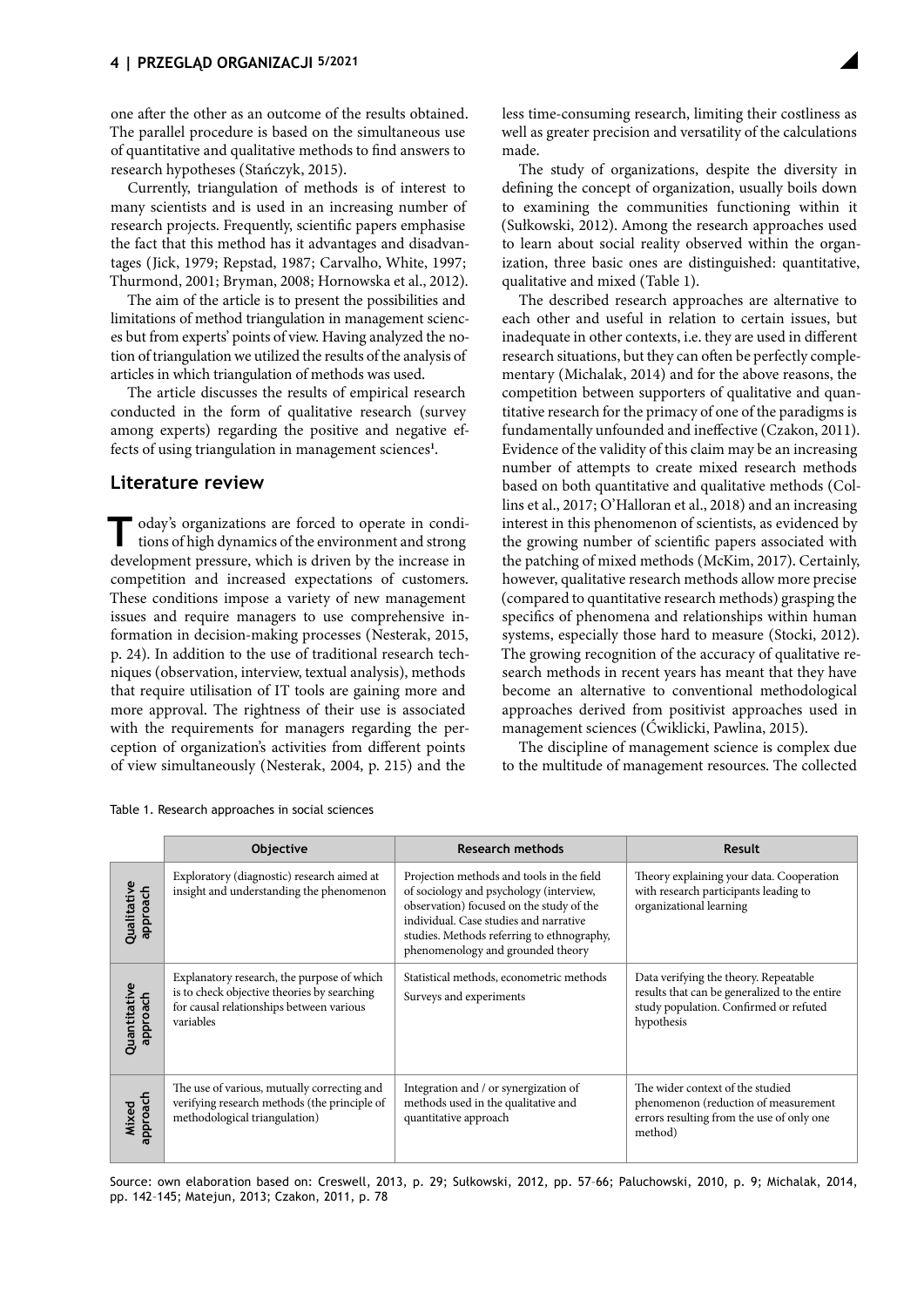one after the other as an outcome of the results obtained. The parallel procedure is based on the simultaneous use of quantitative and qualitative methods to find answers to research hypotheses (Stańczyk, 2015).

Currently, triangulation of methods is of interest to many scientists and is used in an increasing number of research projects. Frequently, scientific papers emphasise the fact that this method has it advantages and disadvantages (Jick, 1979; Repstad, 1987; Carvalho, White, 1997; Thurmond, 2001; Bryman, 2008; Hornowska et al., 2012).

The aim of the article is to present the possibilities and limitations of method triangulation in management sciences but from experts' points of view. Having analyzed the notion of triangulation we utilized the results of the analysis of articles in which triangulation of methods was used.

The article discusses the results of empirical research conducted in the form of qualitative research (survey among experts) regarding the positive and negative effects of using triangulation in management sciences[1].

## Literature review

Today's organizations are forced to operate in conditions of high dynamics of the environment and strong development pressure, which is driven by the increase in competition and increased expectations of customers. These conditions impose a variety of new management issues and require managers to use comprehensive information in decision-making processes (Nesterak, 2015, p. 24). In addition to the use of traditional research techniques (observation, interview, textual analysis), methods that require utilisation of IT tools are gaining more and more approval. The rightness of their use is associated with the requirements for managers regarding the perception of organization's activities from different points of view simultaneously (Nesterak, 2004, p. 215) and the less time-consuming research, limiting their costliness as well as greater precision and versatility of the calculations made.

The study of organizations, despite the diversity in defining the concept of organization, usually boils down to examining the communities functioning within it (Sułkowski, 2012). Among the research approaches used to learn about social reality observed within the organization, three basic ones are distinguished: quantitative, qualitative and mixed (Table 1).

The described research approaches are alternative to each other and useful in relation to certain issues, but inadequate in other contexts, i.e. they are used in different research situations, but they can often be perfectly complementary (Michalak, 2014) and for the above reasons, the competition between supporters of qualitative and quantitative research for the primacy of one of the paradigms is fundamentally unfounded and ineffective (Czakon, 2011). Evidence of the validity of this claim may be an increasing number of attempts to create mixed research methods based on both quantitative and qualitative methods (Collins et al., 2017; O'Halloran et al., 2018) and an increasing interest in this phenomenon of scientists, as evidenced by the growing number of scientific papers associated with the patching of mixed methods (McKim, 2017). Certainly, however, qualitative research methods allow more precise (compared to quantitative research methods) grasping the specifics of phenomena and relationships within human systems, especially those hard to measure (Stocki, 2012). The growing recognition of the accuracy of qualitative research methods in recent years has meant that they have become an alternative to conventional methodological approaches derived from positivist approaches used in management sciences (Ćwiklicki, Pawlina, 2015).

The discipline of management science is complex due to the multitude of management resources. The collected

Table 1. Research approaches in social sciences

| | Objective | Research methods | Result |
|---|---|---|---|
| Qualitative approach | Exploratory (diagnostic) research aimed at insight and understanding the phenomenon | Projection methods and tools in the field of sociology and psychology (interview, observation) focused on the study of the individual. Case studies and narrative studies. Methods referring to ethnography, phenomenology and grounded theory | Theory explaining your data. Cooperation with research participants leading to organizational learning |
| Quantitative approach | Explanatory research, the purpose of which is to check objective theories by searching for causal relationships between various variables | Statistical methods, econometric methods<br>Surveys and experiments | Data verifying the theory. Repeatable results that can be generalized to the entire study population. Confirmed or refuted hypothesis |
| Mixed approach | The use of various, mutually correcting and verifying research methods (the principle of methodological triangulation) | Integration and / or synergization of methods used in the qualitative and quantitative approach | The wider context of the studied phenomenon (reduction of measurement errors resulting from the use of only one method) |

Source: own elaboration based on: Creswell, 2013, p. 29; Sułkowski, 2012, pp. 57–66; Paluchowski, 2010, p. 9; Michalak, 2014, pp. 142–145; Matejun, 2013; Czakon, 2011, p. 78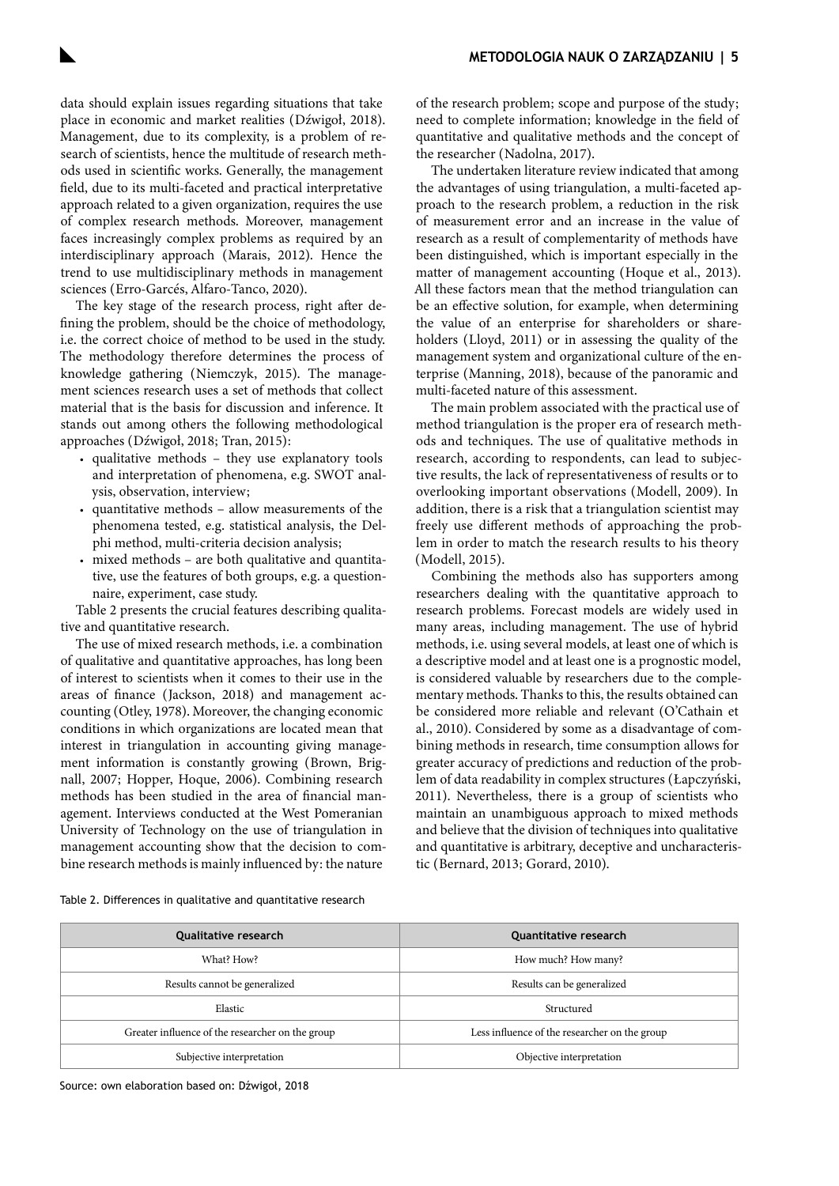data should explain issues regarding situations that take place in economic and market realities (Dźwigoł, 2018). Management, due to its complexity, is a problem of research of scientists, hence the multitude of research methods used in scientific works. Generally, the management field, due to its multi-faceted and practical interpretative approach related to a given organization, requires the use of complex research methods. Moreover, management faces increasingly complex problems as required by an interdisciplinary approach (Marais, 2012). Hence the trend to use multidisciplinary methods in management sciences (Erro-Garcés, Alfaro-Tanco, 2020).

The key stage of the research process, right after defining the problem, should be the choice of methodology, i.e. the correct choice of method to be used in the study. The methodology therefore determines the process of knowledge gathering (Niemczyk, 2015). The management sciences research uses a set of methods that collect material that is the basis for discussion and inference. It stands out among others the following methodological approaches (Dźwigoł, 2018; Tran, 2015):

- qualitative methods – they use explanatory tools and interpretation of phenomena, e.g. SWOT analysis, observation, interview;
- quantitative methods – allow measurements of the phenomena tested, e.g. statistical analysis, the Delphi method, multi-criteria decision analysis;
- mixed methods – are both qualitative and quantitative, use the features of both groups, e.g. a questionnaire, experiment, case study.

Table 2 presents the crucial features describing qualitative and quantitative research.

The use of mixed research methods, i.e. a combination of qualitative and quantitative approaches, has long been of interest to scientists when it comes to their use in the areas of finance (Jackson, 2018) and management accounting (Otley, 1978). Moreover, the changing economic conditions in which organizations are located mean that interest in triangulation in accounting giving management information is constantly growing (Brown, Brignall, 2007; Hopper, Hoque, 2006). Combining research methods has been studied in the area of financial management. Interviews conducted at the West Pomeranian University of Technology on the use of triangulation in management accounting show that the decision to combine research methods is mainly influenced by: the nature of the research problem; scope and purpose of the study; need to complete information; knowledge in the field of quantitative and qualitative methods and the concept of the researcher (Nadolna, 2017).

The undertaken literature review indicated that among the advantages of using triangulation, a multi-faceted approach to the research problem, a reduction in the risk of measurement error and an increase in the value of research as a result of complementarity of methods have been distinguished, which is important especially in the matter of management accounting (Hoque et al., 2013). All these factors mean that the method triangulation can be an effective solution, for example, when determining the value of an enterprise for shareholders or shareholders (Lloyd, 2011) or in assessing the quality of the management system and organizational culture of the enterprise (Manning, 2018), because of the panoramic and multi-faceted nature of this assessment.

The main problem associated with the practical use of method triangulation is the proper era of research methods and techniques. The use of qualitative methods in research, according to respondents, can lead to subjective results, the lack of representativeness of results or to overlooking important observations (Modell, 2009). In addition, there is a risk that a triangulation scientist may freely use different methods of approaching the problem in order to match the research results to his theory (Modell, 2015).

Combining the methods also has supporters among researchers dealing with the quantitative approach to research problems. Forecast models are widely used in many areas, including management. The use of hybrid methods, i.e. using several models, at least one of which is a descriptive model and at least one is a prognostic model, is considered valuable by researchers due to the complementary methods. Thanks to this, the results obtained can be considered more reliable and relevant (O'Cathain et al., 2010). Considered by some as a disadvantage of combining methods in research, time consumption allows for greater accuracy of predictions and reduction of the problem of data readability in complex structures (Łapczyński, 2011). Nevertheless, there is a group of scientists who maintain an unambiguous approach to mixed methods and believe that the division of techniques into qualitative and quantitative is arbitrary, deceptive and uncharacteristic (Bernard, 2013; Gorard, 2010).

Table 2. Differences in qualitative and quantitative research

| Qualitative research | Quantitative research |
|---|---|
| What? How? | How much? How many? |
| Results cannot be generalized | Results can be generalized |
| Elastic | Structured |
| Greater influence of the researcher on the group | Less influence of the researcher on the group |
| Subjective interpretation | Objective interpretation |

Source: own elaboration based on: Dźwigoł, 2018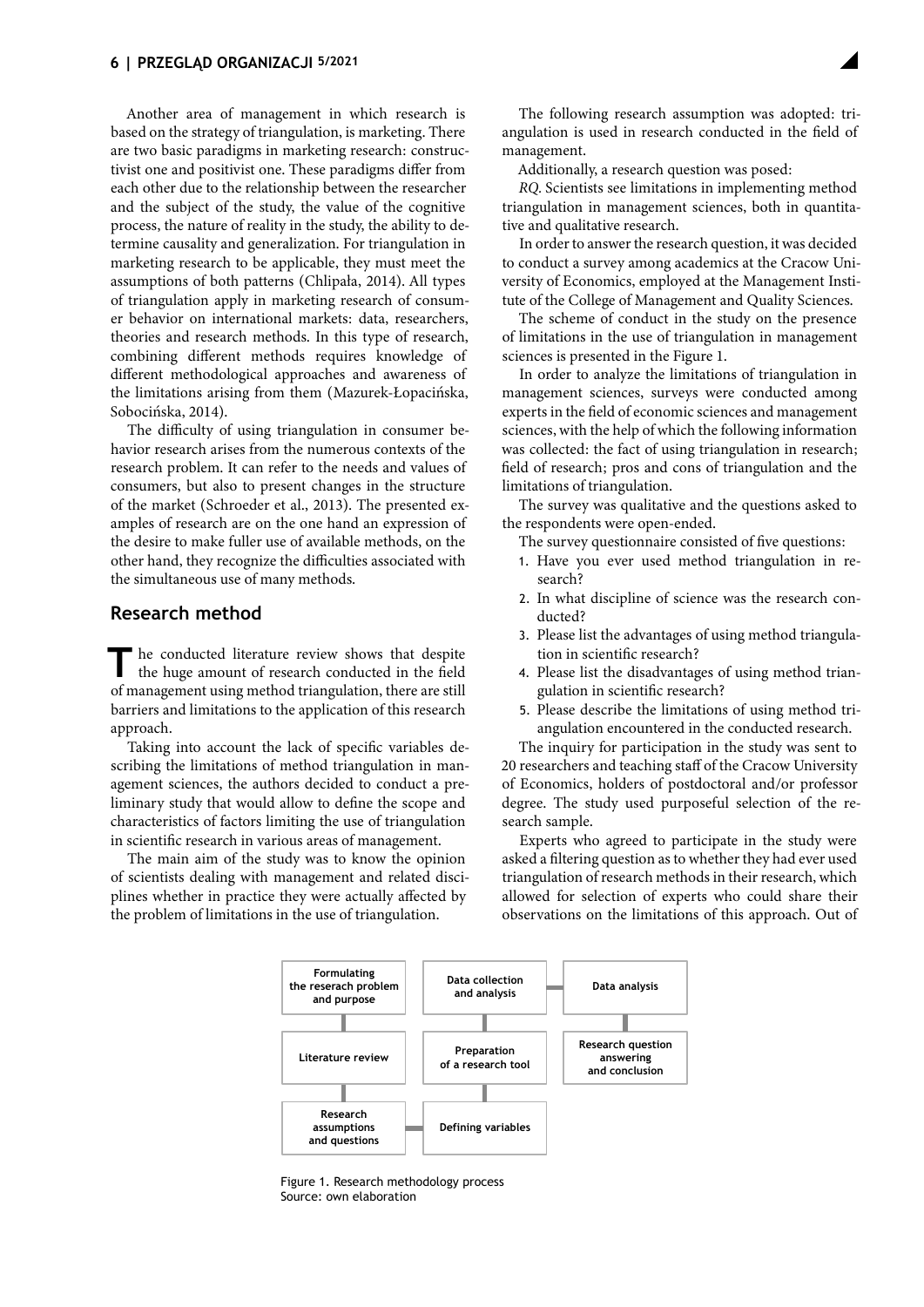Another area of management in which research is based on the strategy of triangulation, is marketing. There are two basic paradigms in marketing research: constructivist one and positivist one. These paradigms differ from each other due to the relationship between the researcher and the subject of the study, the value of the cognitive process, the nature of reality in the study, the ability to determine causality and generalization. For triangulation in marketing research to be applicable, they must meet the assumptions of both patterns (Chlipała, 2014). All types of triangulation apply in marketing research of consumer behavior on international markets: data, researchers, theories and research methods. In this type of research, combining different methods requires knowledge of different methodological approaches and awareness of the limitations arising from them (Mazurek-Łopacińska, Sobocińska, 2014).

The difficulty of using triangulation in consumer behavior research arises from the numerous contexts of the research problem. It can refer to the needs and values of consumers, but also to present changes in the structure of the market (Schroeder et al., 2013). The presented examples of research are on the one hand an expression of the desire to make fuller use of available methods, on the other hand, they recognize the difficulties associated with the simultaneous use of many methods.

## Research method

The conducted literature review shows that despite the huge amount of research conducted in the field of management using method triangulation, there are still barriers and limitations to the application of this research approach.

Taking into account the lack of specific variables describing the limitations of method triangulation in management sciences, the authors decided to conduct a preliminary study that would allow to define the scope and characteristics of factors limiting the use of triangulation in scientific research in various areas of management.

The main aim of the study was to know the opinion of scientists dealing with management and related disciplines whether in practice they were actually affected by the problem of limitations in the use of triangulation.

The following research assumption was adopted: triangulation is used in research conducted in the field of management.

Additionally, a research question was posed:

*RQ.* Scientists see limitations in implementing method triangulation in management sciences, both in quantitative and qualitative research.

In order to answer the research question, it was decided to conduct a survey among academics at the Cracow University of Economics, employed at the Management Institute of the College of Management and Quality Sciences.

The scheme of conduct in the study on the presence of limitations in the use of triangulation in management sciences is presented in the Figure 1.

In order to analyze the limitations of triangulation in management sciences, surveys were conducted among experts in the field of economic sciences and management sciences, with the help of which the following information was collected: the fact of using triangulation in research; field of research; pros and cons of triangulation and the limitations of triangulation.

The survey was qualitative and the questions asked to the respondents were open-ended.

The survey questionnaire consisted of five questions:

1. Have you ever used method triangulation in research?
2. In what discipline of science was the research conducted?
3. Please list the advantages of using method triangulation in scientific research?
4. Please list the disadvantages of using method triangulation in scientific research?
5. Please describe the limitations of using method triangulation encountered in the conducted research.

The inquiry for participation in the study was sent to 20 researchers and teaching staff of the Cracow University of Economics, holders of postdoctoral and/or professor degree. The study used purposeful selection of the research sample.

Experts who agreed to participate in the study were asked a filtering question as to whether they had ever used triangulation of research methods in their research, which allowed for selection of experts who could share their observations on the limitations of this approach. Out of

| Formulating the reserach problem and purpose | Data collection and analysis | Data analysis |
|---|---|---|
| Literature review | Preparation of a research tool | Research question answering and conclusion |
| Research assumptions and questions | Defining variables | |

Figure 1. Research methodology process
Source: own elaboration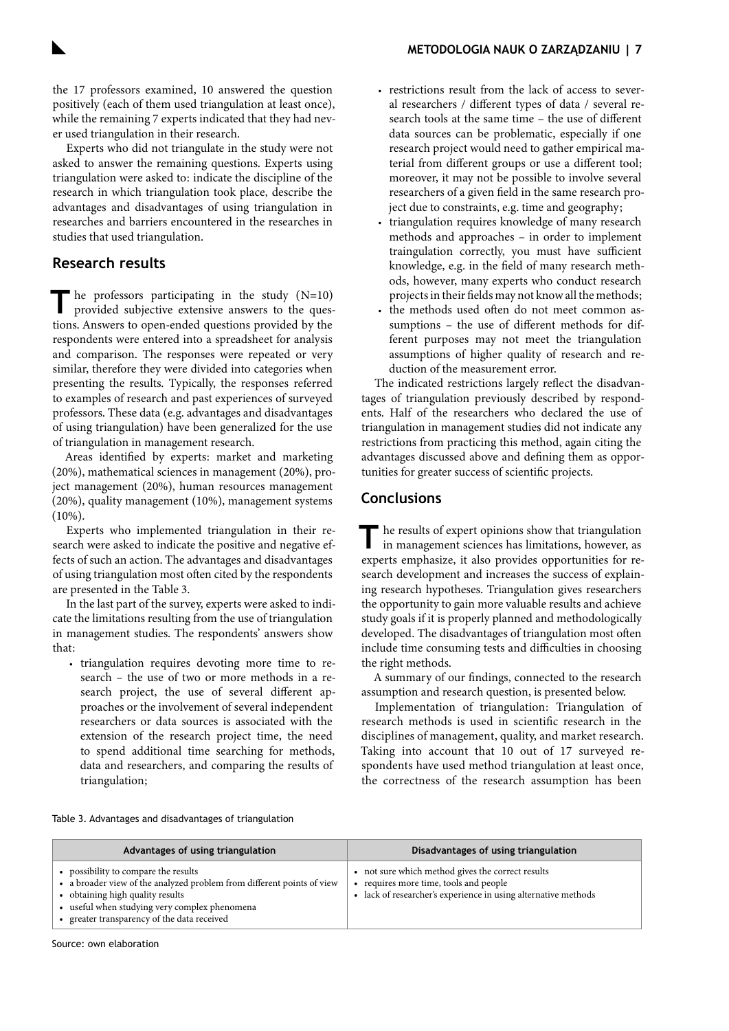the 17 professors examined, 10 answered the question positively (each of them used triangulation at least once), while the remaining 7 experts indicated that they had never used triangulation in their research.

Experts who did not triangulate in the study were not asked to answer the remaining questions. Experts using triangulation were asked to: indicate the discipline of the research in which triangulation took place, describe the advantages and disadvantages of using triangulation in researches and barriers encountered in the researches in studies that used triangulation.

## Research results

The professors participating in the study (N=10) provided subjective extensive answers to the questions. Answers to open-ended questions provided by the respondents were entered into a spreadsheet for analysis and comparison. The responses were repeated or very similar, therefore they were divided into categories when presenting the results. Typically, the responses referred to examples of research and past experiences of surveyed professors. These data (e.g. advantages and disadvantages of using triangulation) have been generalized for the use of triangulation in management research.

Areas identified by experts: market and marketing (20%), mathematical sciences in management (20%), project management (20%), human resources management (20%), quality management (10%), management systems (10%).

Experts who implemented triangulation in their research were asked to indicate the positive and negative effects of such an action. The advantages and disadvantages of using triangulation most often cited by the respondents are presented in the Table 3.

In the last part of the survey, experts were asked to indicate the limitations resulting from the use of triangulation in management studies. The respondents' answers show that:

- triangulation requires devoting more time to research – the use of two or more methods in a research project, the use of several different approaches or the involvement of several independent researchers or data sources is associated with the extension of the research project time, the need to spend additional time searching for methods, data and researchers, and comparing the results of triangulation;
- restrictions result from the lack of access to several researchers / different types of data / several research tools at the same time – the use of different data sources can be problematic, especially if one research project would need to gather empirical material from different groups or use a different tool; moreover, it may not be possible to involve several researchers of a given field in the same research project due to constraints, e.g. time and geography;
- triangulation requires knowledge of many research methods and approaches – in order to implement traingulation correctly, you must have sufficient knowledge, e.g. in the field of many research methods, however, many experts who conduct research projects in their fields may not know all the methods;
- the methods used often do not meet common assumptions – the use of different methods for different purposes may not meet the triangulation assumptions of higher quality of research and reduction of the measurement error.

The indicated restrictions largely reflect the disadvantages of triangulation previously described by respondents. Half of the researchers who declared the use of triangulation in management studies did not indicate any restrictions from practicing this method, again citing the advantages discussed above and defining them as opportunities for greater success of scientific projects.

## Conclusions

The results of expert opinions show that triangulation in management sciences has limitations, however, as experts emphasize, it also provides opportunities for research development and increases the success of explaining research hypotheses. Triangulation gives researchers the opportunity to gain more valuable results and achieve study goals if it is properly planned and methodologically developed. The disadvantages of triangulation most often include time consuming tests and difficulties in choosing the right methods.

A summary of our findings, connected to the research assumption and research question, is presented below.

Implementation of triangulation: Triangulation of research methods is used in scientific research in the disciplines of management, quality, and market research. Taking into account that 10 out of 17 surveyed respondents have used method triangulation at least once, the correctness of the research assumption has been

Table 3. Advantages and disadvantages of triangulation

| Advantages of using triangulation | Disadvantages of using triangulation |
|---|---|
| • possibility to compare the results<br>• a broader view of the analyzed problem from different points of view<br>• obtaining high quality results<br>• useful when studying very complex phenomena<br>• greater transparency of the data received | • not sure which method gives the correct results<br>• requires more time, tools and people<br>• lack of researcher's experience in using alternative methods |

Source: own elaboration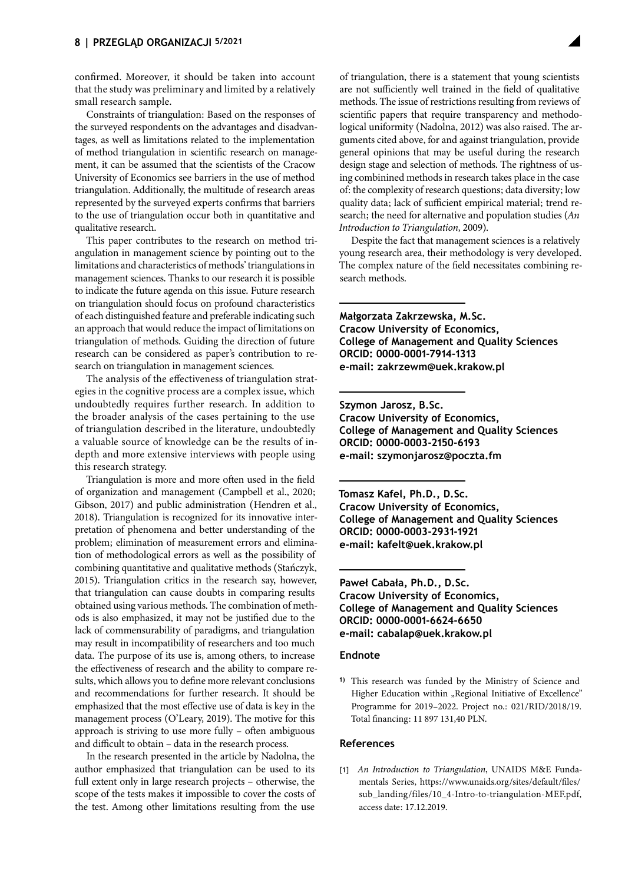confirmed. Moreover, it should be taken into account that the study was preliminary and limited by a relatively small research sample.

Constraints of triangulation: Based on the responses of the surveyed respondents on the advantages and disadvantages, as well as limitations related to the implementation of method triangulation in scientific research on management, it can be assumed that the scientists of the Cracow University of Economics see barriers in the use of method triangulation. Additionally, the multitude of research areas represented by the surveyed experts confirms that barriers to the use of triangulation occur both in quantitative and qualitative research.

This paper contributes to the research on method triangulation in management science by pointing out to the limitations and characteristics of methods' triangulations in management sciences. Thanks to our research it is possible to indicate the future agenda on this issue. Future research on triangulation should focus on profound characteristics of each distinguished feature and preferable indicating such an approach that would reduce the impact of limitations on triangulation of methods. Guiding the direction of future research can be considered as paper's contribution to research on triangulation in management sciences.

The analysis of the effectiveness of triangulation strategies in the cognitive process are a complex issue, which undoubtedly requires further research. In addition to the broader analysis of the cases pertaining to the use of triangulation described in the literature, undoubtedly a valuable source of knowledge can be the results of in-depth and more extensive interviews with people using this research strategy.

Triangulation is more and more often used in the field of organization and management (Campbell et al., 2020; Gibson, 2017) and public administration (Hendren et al., 2018). Triangulation is recognized for its innovative interpretation of phenomena and better understanding of the problem; elimination of measurement errors and elimination of methodological errors as well as the possibility of combining quantitative and qualitative methods (Stańczyk, 2015). Triangulation critics in the research say, however, that triangulation can cause doubts in comparing results obtained using various methods. The combination of methods is also emphasized, it may not be justified due to the lack of commensurability of paradigms, and triangulation may result in incompatibility of researchers and too much data. The purpose of its use is, among others, to increase the effectiveness of research and the ability to compare results, which allows you to define more relevant conclusions and recommendations for further research. It should be emphasized that the most effective use of data is key in the management process (O'Leary, 2019). The motive for this approach is striving to use more fully – often ambiguous and difficult to obtain – data in the research process.

In the research presented in the article by Nadolna, the author emphasized that triangulation can be used to its full extent only in large research projects – otherwise, the scope of the tests makes it impossible to cover the costs of the test. Among other limitations resulting from the use of triangulation, there is a statement that young scientists are not sufficiently well trained in the field of qualitative methods. The issue of restrictions resulting from reviews of scientific papers that require transparency and methodological uniformity (Nadolna, 2012) was also raised. The arguments cited above, for and against triangulation, provide general opinions that may be useful during the research design stage and selection of methods. The rightness of using combinined methods in research takes place in the case of: the complexity of research questions; data diversity; low quality data; lack of sufficient empirical material; trend research; the need for alternative and population studies (*An Introduction to Triangulation*, 2009).

Despite the fact that management sciences is a relatively young research area, their methodology is very developed. The complex nature of the field necessitates combining research methods.

**Małgorzata Zakrzewska, M.Sc.**
**Cracow University of Economics,**
**College of Management and Quality Sciences**
**ORCID: 0000-0001-7914-1313**
**e-mail: zakrzewm@uek.krakow.pl**

**Szymon Jarosz, B.Sc.**
**Cracow University of Economics,**
**College of Management and Quality Sciences**
**ORCID: 0000-0003-2150-6193**
**e-mail: szymonjarosz@poczta.fm**

**Tomasz Kafel, Ph.D., D.Sc.**
**Cracow University of Economics,**
**College of Management and Quality Sciences**
**ORCID: 0000-0003-2931-1921**
**e-mail: kafelt@uek.krakow.pl**

**Paweł Cabała, Ph.D., D.Sc.**
**Cracow University of Economics,**
**College of Management and Quality Sciences**
**ORCID: 0000-0001-6624-6650**
**e-mail: cabalap@uek.krakow.pl**

### Endnote

[1] This research was funded by the Ministry of Science and Higher Education within „Regional Initiative of Excellence" Programme for 2019–2022. Project no.: 021/RID/2018/19. Total financing: 11 897 131,40 PLN.

### References

[1] *An Introduction to Triangulation*, UNAIDS M&E Fundamentals Series, https://www.unaids.org/sites/default/files/sub_landing/files/10_4-Intro-to-triangulation-MEF.pdf, access date: 17.12.2019.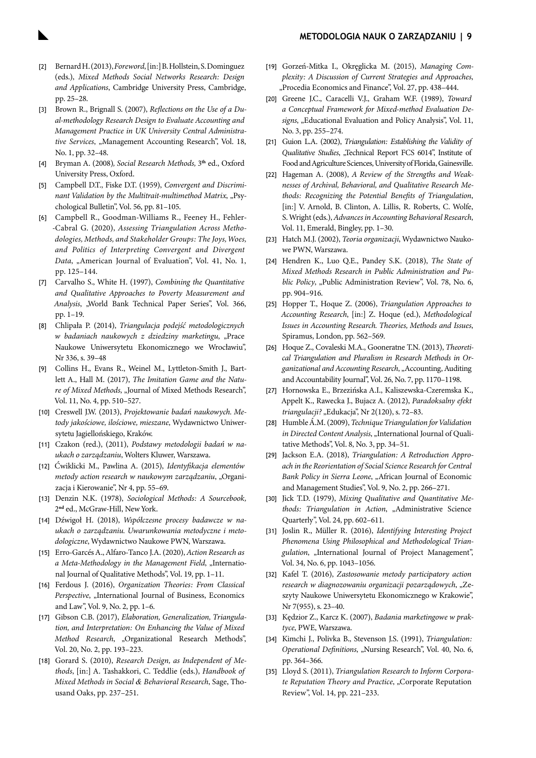[2] Bernard H. (2013), *Foreword*, [in:] B. Hollstein, S. Dominguez (eds.), *Mixed Methods Social Networks Research: Design and Applications*, Cambridge University Press, Cambridge, pp. 25–28.

[3] Brown R., Brignall S. (2007), *Reflections on the Use of a Dual-methodology Research Design to Evaluate Accounting and Management Practice in UK University Central Administrative Services*, „Management Accounting Research", Vol. 18, No. 1, pp. 32–48.

[4] Bryman A. (2008)*, Social Research Methods,* 3**th** ed., Oxford University Press, Oxford.

[5] Campbell D.T., Fiske D.T. (1959), *Convergent and Discriminant Validation by the Multitrait-multimethod Matrix*, „Psychological Bulletin", Vol. 56, pp. 81–105.

[6] Campbell R., Goodman-Williams R., Feeney H., Fehler-Cabral G. (2020), *Assessing Triangulation Across Methodologies, Methods, and Stakeholder Groups: The Joys, Woes, and Politics of Interpreting Convergent and Divergent Data*, „American Journal of Evaluation", Vol. 41, No. 1, pp. 125–144.

[7] Carvalho S., White H. (1997), *Combining the Quantitative and Qualitative Approaches to Poverty Measurement and Analysis*, „World Bank Technical Paper Series", Vol. 366, pp. 1–19.

[8] Chlipała P. (2014), *Triangulacja podejść metodologicznych w badaniach naukowych z dziedziny marketingu*, „Prace Naukowe Uniwersytetu Ekonomicznego we Wrocławiu", Nr 336, s. 39–48

[9] Collins H., Evans R., Weinel M., Lyttleton-Smith J., Bartlett A., Hall M. (2017), *The Imitation Game and the Nature of Mixed Methods*, „Journal of Mixed Methods Research", Vol. 11, No. 4, pp. 510–527.

[10] Creswell J.W. (2013), *Projektowanie badań naukowych. Metody jakościowe, ilościowe, mieszane*, Wydawnictwo Uniwersytetu Jagiellońskiego, Kraków.

[11] Czakon (red.), (2011), *Podstawy metodologii badań w naukach o zarządzaniu*, Wolters Kluwer, Warszawa.

[12] Ćwiklicki M., Pawlina A. (2015), *Identyfikacja elementów metody action research w naukowym zarządzaniu*, „Organizacja i Kierowanie", Nr 4, pp. 55–69.

[13] Denzin N.K. (1978), *Sociological Methods: A Sourcebook,* 2**nd** ed., McGraw-Hill, New York.

[14] Dźwigoł H. (2018), *Współczesne procesy badawcze w naukach o zarządzaniu. Uwarunkowania metodyczne i metodologiczne*, Wydawnictwo Naukowe PWN, Warszawa.

[15] Erro-Garcés A., Alfaro-Tanco J.A. (2020), *Action Research as a Meta-Methodology in the Management Field*, „International Journal of Qualitative Methods", Vol. 19, pp. 1–11.

[16] Ferdous J. (2016), *Organization Theories: From Classical Perspective*, „International Journal of Business, Economics and Law", Vol. 9, No. 2, pp. 1–6.

[17] Gibson C.B. (2017), *Elaboration, Generalization, Triangulation, and Interpretation: On Enhancing the Value of Mixed Method Research*, „Organizational Research Methods", Vol. 20, No. 2, pp. 193–223.

[18] Gorard S. (2010), *Research Design, as Independent of Methods*, [in:] A. Tashakkori, C. Teddlie (eds.), *Handbook of Mixed Methods in Social & Behavioral Research*, Sage, Thousand Oaks, pp. 237–251.

[19] Gorzeń-Mitka I., Okręglicka M. (2015), *Managing Complexity: A Discussion of Current Strategies and Approaches*, „Procedia Economics and Finance", Vol. 27, pp. 438–444.

[20] Greene J.C., Caracelli V.J., Graham W.F. (1989), *Toward a Conceptual Framework for Mixed-method Evaluation Designs*, „Educational Evaluation and Policy Analysis", Vol. 11, No. 3, pp. 255–274.

[21] Guion L.A. (2002), *Triangulation: Establishing the Validity of Qualitative Studies*, „Technical Report FCS 6014", Institute of Food and Agriculture Sciences, University of Florida, Gainesville.

[22] Hageman A. (2008), *A Review of the Strengths and Weaknesses of Archival, Behavioral, and Qualitative Research Methods: Recognizing the Potential Benefits of Triangulation*, [in:] V. Arnold, B. Clinton, A. Lillis, R. Roberts, C. Wolfe, S. Wright (eds.), *Advances in Accounting Behavioral Research*, Vol. 11, Emerald, Bingley, pp. 1–30.

[23] Hatch M.J. (2002), *Teoria organizacji*, Wydawnictwo Naukowe PWN, Warszawa.

[24] Hendren K., Luo Q.E., Pandey S.K. (2018), *The State of Mixed Methods Research in Public Administration and Public Policy*, „Public Administration Review", Vol. 78, No. 6, pp. 904–916.

[25] Hopper T., Hoque Z. (2006), *Triangulation Approaches to Accounting Research*, [in:] Z. Hoque (ed.), *Methodological Issues in Accounting Research. Theories, Methods and Issues*, Spiramus, London, pp. 562–569.

[26] Hoque Z., Covaleski M.A., Gooneratne T.N. (2013), *Theoretical Triangulation and Pluralism in Research Methods in Organizational and Accounting Research*, „Accounting, Auditing and Accountability Journal", Vol. 26, No. 7, pp. 1170–1198.

[27] Hornowska E., Brzezińska A.I., Kaliszewska-Czeremska K., Appelt K., Rawecka J., Bujacz A. (2012), *Paradoksalny efekt triangulacji?* „Edukacja", Nr 2(120), s. 72–83.

[28] Humble Á.M. (2009), *Technique Triangulation for Validation in Directed Content Analysis*, „International Journal of Qualitative Methods", Vol. 8, No. 3, pp. 34–51.

[29] Jackson E.A. (2018), *Triangulation: A Retroduction Approach in the Reorientation of Social Science Research for Central Bank Policy in Sierra Leone*, „African Journal of Economic and Management Studies", Vol. 9, No. 2, pp. 266–271.

[30] Jick T.D. (1979), *Mixing Qualitative and Quantitative Methods: Triangulation in Action*, „Administrative Science Quarterly", Vol. 24, pp. 602–611.

[31] Joslin R., Müller R. (2016), *Identifying Interesting Project Phenomena Using Philosophical and Methodological Triangulation*, „International Journal of Project Management", Vol. 34, No. 6, pp. 1043–1056.

[32] Kafel T. (2016), *Zastosowanie metody participatory action research w diagnozowaniu organizacji pozarządowych*, „Zeszyty Naukowe Uniwersytetu Ekonomicznego w Krakowie", Nr 7(955), s. 23–40.

[33] Kędzior Z., Karcz K. (2007), *Badania marketingowe w praktyce*, PWE, Warszawa.

[34] Kimchi J., Polivka B., Stevenson J.S. (1991), *Triangulation: Operational Definitions*, „Nursing Research", Vol. 40, No. 6, pp. 364–366.

[35] Lloyd S. (2011), *Triangulation Research to Inform Corporate Reputation Theory and Practice*, „Corporate Reputation Review", Vol. 14, pp. 221–233.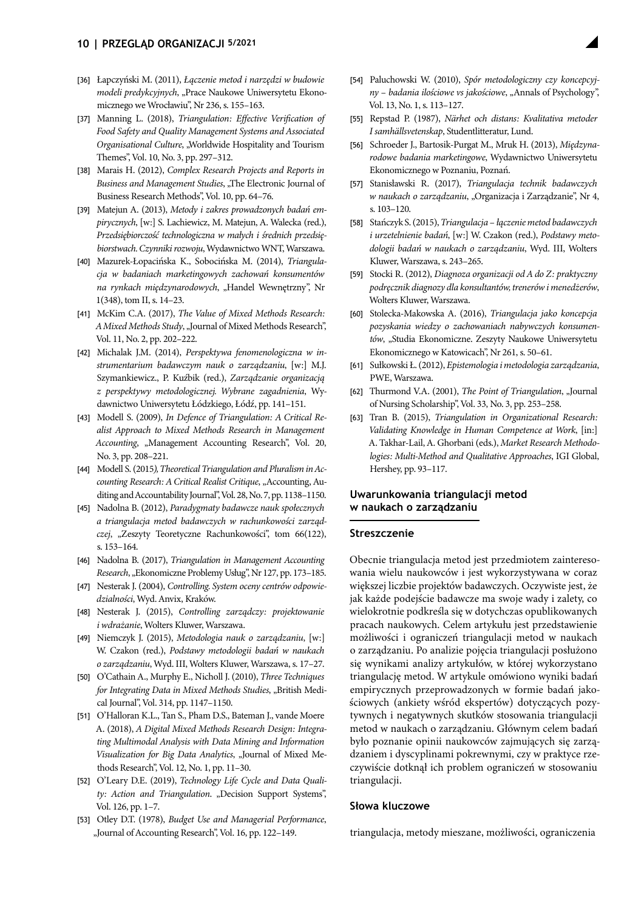[36] Łapczyński M. (2011), *Łączenie metod i narzędzi w budowie modeli predykcyjnych*, „Prace Naukowe Uniwersytetu Ekonomicznego we Wrocławiu", Nr 236, s. 155–163.

[37] Manning L. (2018), *Triangulation: Effective Verification of Food Safety and Quality Management Systems and Associated Organisational Culture*, „Worldwide Hospitality and Tourism Themes", Vol. 10, No. 3, pp. 297–312.

[38] Marais H. (2012), *Complex Research Projects and Reports in Business and Management Studies*, „The Electronic Journal of Business Research Methods", Vol. 10, pp. 64–76.

[39] Matejun A. (2013), *Metody i zakres prowadzonych badań empirycznych*, [w:] S. Lachiewicz, M. Matejun, A. Walecka (red.), *Przedsiębiorczość technologiczna w małych i średnich przedsiębiorstwach. Czynniki rozwoju*, Wydawnictwo WNT, Warszawa.

[40] Mazurek-Łopacińska K., Sobocińska M. (2014), *Triangulacja w badaniach marketingowych zachowań konsumentów na rynkach międzynarodowych*, „Handel Wewnętrzny", Nr 1(348), tom II, s. 14–23.

[41] McKim C.A. (2017), *The Value of Mixed Methods Research: A Mixed Methods Study*, „Journal of Mixed Methods Research", Vol. 11, No. 2, pp. 202–222.

[42] Michalak J.M. (2014), *Perspektywa fenomenologiczna w instrumentarium badawczym nauk o zarządzaniu*, [w:] M.J. Szymankiewicz., P. Kuźbik (red.), *Zarządzanie organizacją z perspektywy metodologicznej. Wybrane zagadnienia*, Wydawnictwo Uniwersytetu Łódzkiego, Łódź, pp. 141–151.

[43] Modell S. (2009), *In Defence of Triangulation: A Critical Realist Approach to Mixed Methods Research in Management Accounting*, „Management Accounting Research", Vol. 20, No. 3, pp. 208–221.

[44] Modell S. (2015*), Theoretical Triangulation and Pluralism in Accounting Research: A Critical Realist Critique*, „Accounting, Auditing and Accountability Journal", Vol. 28, No. 7, pp. 1138–1150.

[45] Nadolna B. (2012), *Paradygmaty badawcze nauk społecznych a triangulacja metod badawczych w rachunkowości zarządczej*, „Zeszyty Teoretyczne Rachunkowości", tom 66(122), s. 153–164.

[46] Nadolna B. (2017), *Triangulation in Management Accounting Research*, „Ekonomiczne Problemy Usług", Nr 127, pp. 173–185.

[47] Nesterak J. (2004), *Controlling. System oceny centrów odpowiedzialności*, Wyd. Anvix, Kraków.

[48] Nesterak J. (2015), *Controlling zarządczy: projektowanie i wdrażanie*, Wolters Kluwer, Warszawa.

[49] Niemczyk J. (2015), *Metodologia nauk o zarządzaniu*, [w:] W. Czakon (red.), *Podstawy metodologii badań w naukach o zarządzaniu*, Wyd. III, Wolters Kluwer, Warszawa, s. 17–27.

[50] O'Cathain A., Murphy E., Nicholl J. (2010), *Three Techniques for Integrating Data in Mixed Methods Studies*, „British Medical Journal", Vol. 314, pp. 1147–1150.

[51] O'Halloran K.L., Tan S., Pham D.S., Bateman J., vande Moere A. (2018), *A Digital Mixed Methods Research Design: Integrating Multimodal Analysis with Data Mining and Information Visualization for Big Data Analytics*, „Journal of Mixed Methods Research", Vol. 12, No. 1, pp. 11–30.

[52] O'Leary D.E. (2019), *Technology Life Cycle and Data Quality: Action and Triangulation*. „Decision Support Systems", Vol. 126, pp. 1–7.

[53] Otley D.T. (1978), *Budget Use and Managerial Performance*, „Journal of Accounting Research", Vol. 16, pp. 122–149.

[54] Paluchowski W. (2010), *Spór metodologiczny czy koncepcyjny – badania ilościowe vs jakościowe*, „Annals of Psychology", Vol. 13, No. 1, s. 113–127.

[55] Repstad P. (1987), *Närhet och distans: Kvalitativa metoder I samhällsvetenskap*, Studentlitteratur, Lund.

[56] Schroeder J., Bartosik-Purgat M., Mruk H. (2013), *Międzynarodowe badania marketingowe*, Wydawnictwo Uniwersytetu Ekonomicznego w Poznaniu, Poznań.

[57] Stanisławski R. (2017), *Triangulacja technik badawczych w naukach o zarządzaniu*, „Organizacja i Zarządzanie", Nr 4, s. 103–120.

[58] Stańczyk S. (2015), *Triangulacja – łączenie metod badawczych i urzetelnienie badań*, [w:] W. Czakon (red.), *Podstawy metodologii badań w naukach o zarządzaniu*, Wyd. III, Wolters Kluwer, Warszawa, s. 243–265.

[59] Stocki R. (2012), *Diagnoza organizacji od A do Z: praktyczny podręcznik diagnozy dla konsultantów, trenerów i menedżerów*, Wolters Kluwer, Warszawa.

[60] Stolecka-Makowska A. (2016), *Triangulacja jako koncepcja pozyskania wiedzy o zachowaniach nabywczych konsumentów*, „Studia Ekonomiczne. Zeszyty Naukowe Uniwersytetu Ekonomicznego w Katowicach", Nr 261, s. 50–61.

[61] Sułkowski Ł. (2012), *Epistemologia i metodologia zarządzania*, PWE, Warszawa.

[62] Thurmond V.A. (2001), *The Point of Triangulation*, „Journal of Nursing Scholarship", Vol. 33, No. 3, pp. 253–258.

[63] Tran B. (2015), *Triangulation in Organizational Research: Validating Knowledge in Human Competence at Work*, [in:] A. Takhar-Lail, A. Ghorbani (eds.), *Market Research Methodologies: Multi-Method and Qualitative Approaches*, IGI Global, Hershey, pp. 93–117.

## Uwarunkowania triangulacji metod w naukach o zarządzaniu

### Streszczenie

Obecnie triangulacja metod jest przedmiotem zainteresowania wielu naukowców i jest wykorzystywana w coraz większej liczbie projektów badawczych. Oczywiste jest, że jak każde podejście badawcze ma swoje wady i zalety, co wielokrotnie podkreśla się w dotychczas opublikowanych pracach naukowych. Celem artykułu jest przedstawienie możliwości i ograniczeń triangulacji metod w naukach o zarządzaniu. Po analizie pojęcia triangulacji posłużono się wynikami analizy artykułów, w której wykorzystano triangulację metod. W artykule omówiono wyniki badań empirycznych przeprowadzonych w formie badań jakościowych (ankiety wśród ekspertów) dotyczących pozytywnych i negatywnych skutków stosowania triangulacji metod w naukach o zarządzaniu. Głównym celem badań było poznanie opinii naukowców zajmujących się zarządzaniem i dyscyplinami pokrewnymi, czy w praktyce rzeczywiście dotknął ich problem ograniczeń w stosowaniu triangulacji.

### Słowa kluczowe

triangulacja, metody mieszane, możliwości, ograniczenia